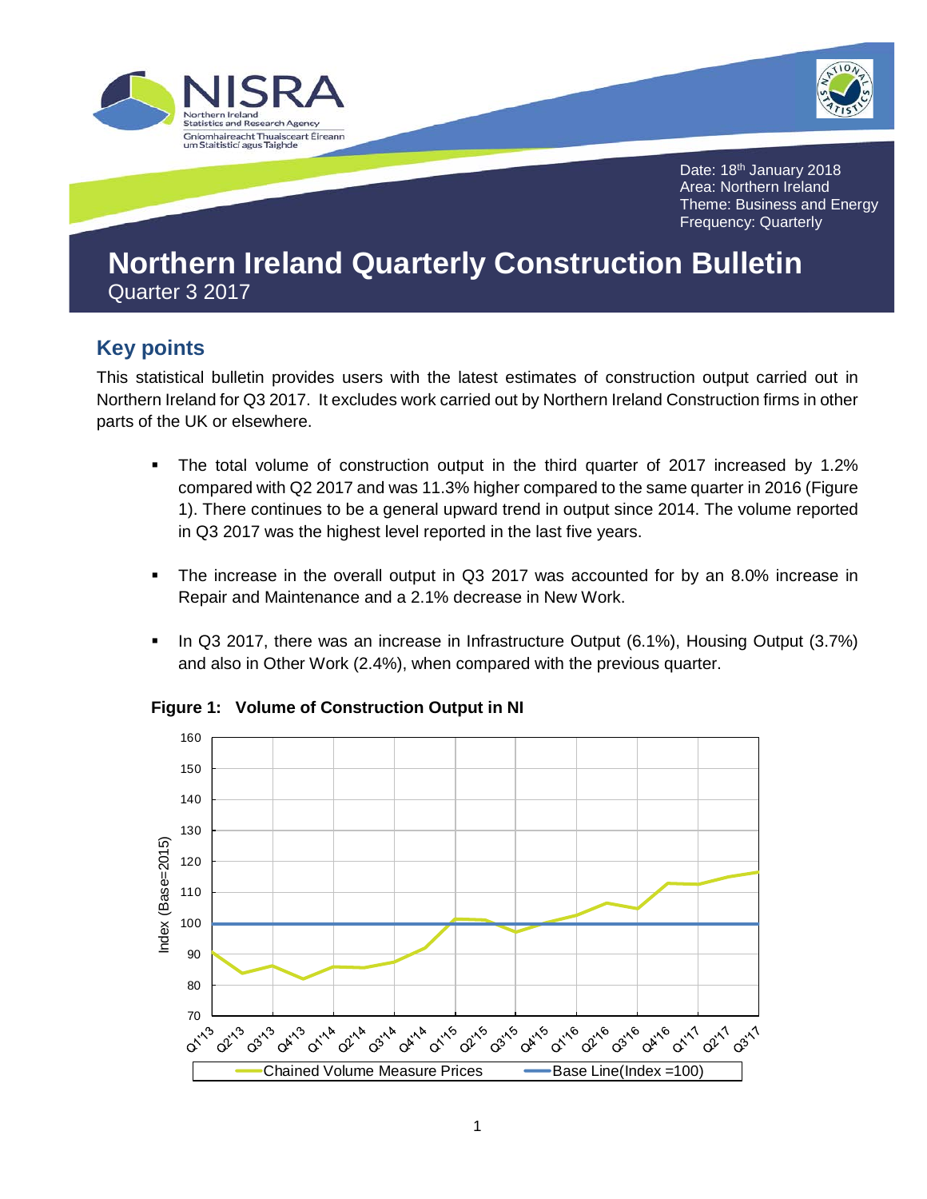Date: 18th January 2018
Area: Northern Ireland
Theme: Business and Energy
Frequency: Quarterly

# Northern Ireland Quarterly Construction Bulletin

Quarter 3 2017

## Key points

This statistical bulletin provides users with the latest estimates of construction output carried out in Northern Ireland for Q3 2017. It excludes work carried out by Northern Ireland Construction firms in other parts of the UK or elsewhere.

- The total volume of construction output in the third quarter of 2017 increased by 1.2% compared with Q2 2017 and was 11.3% higher compared to the same quarter in 2016 (Figure 1). There continues to be a general upward trend in output since 2014. The volume reported in Q3 2017 was the highest level reported in the last five years.
- The increase in the overall output in Q3 2017 was accounted for by an 8.0% increase in Repair and Maintenance and a 2.1% decrease in New Work.
- In Q3 2017, there was an increase in Infrastructure Output (6.1%), Housing Output (3.7%) and also in Other Work (2.4%), when compared with the previous quarter.

**Figure 1: Volume of Construction Output in NI**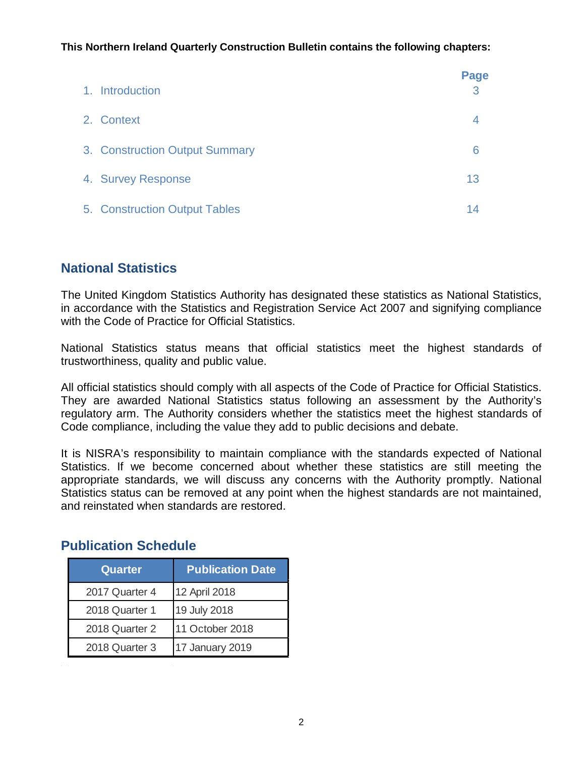**This Northern Ireland Quarterly Construction Bulletin contains the following chapters:**

| | Page |
|---|---|
| 1. Introduction | 3 |
| 2. Context | 4 |
| 3. Construction Output Summary | 6 |
| 4. Survey Response | 13 |
| 5. Construction Output Tables | 14 |

## National Statistics

The United Kingdom Statistics Authority has designated these statistics as National Statistics, in accordance with the Statistics and Registration Service Act 2007 and signifying compliance with the Code of Practice for Official Statistics.

National Statistics status means that official statistics meet the highest standards of trustworthiness, quality and public value.

All official statistics should comply with all aspects of the Code of Practice for Official Statistics. They are awarded National Statistics status following an assessment by the Authority's regulatory arm. The Authority considers whether the statistics meet the highest standards of Code compliance, including the value they add to public decisions and debate.

It is NISRA's responsibility to maintain compliance with the standards expected of National Statistics. If we become concerned about whether these statistics are still meeting the appropriate standards, we will discuss any concerns with the Authority promptly. National Statistics status can be removed at any point when the highest standards are not maintained, and reinstated when standards are restored.

## Publication Schedule

| Quarter | Publication Date |
|---|---|
| 2017 Quarter 4 | 12 April 2018 |
| 2018 Quarter 1 | 19 July 2018 |
| 2018 Quarter 2 | 11 October 2018 |
| 2018 Quarter 3 | 17 January 2019 |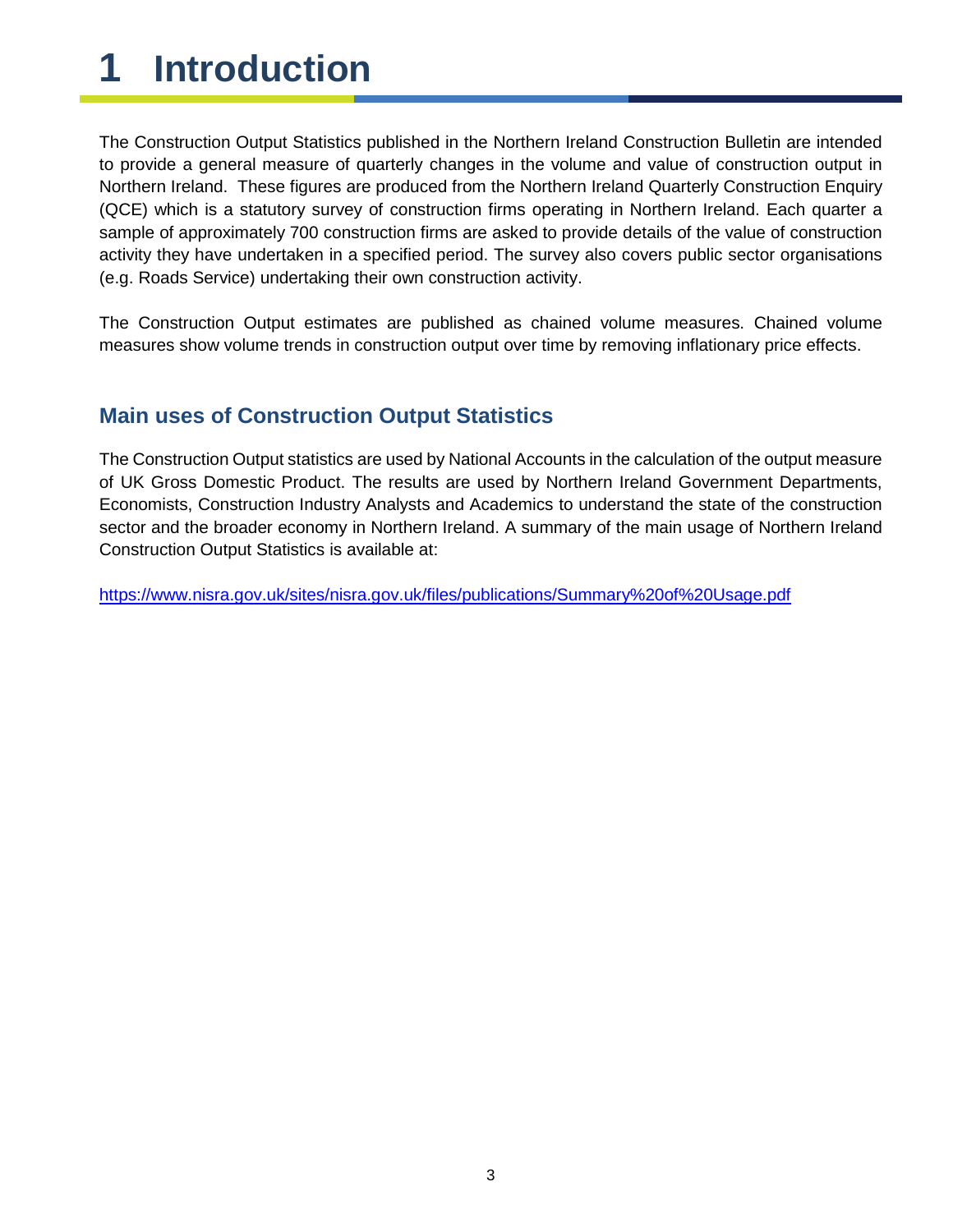# 1 Introduction

The Construction Output Statistics published in the Northern Ireland Construction Bulletin are intended to provide a general measure of quarterly changes in the volume and value of construction output in Northern Ireland. These figures are produced from the Northern Ireland Quarterly Construction Enquiry (QCE) which is a statutory survey of construction firms operating in Northern Ireland. Each quarter a sample of approximately 700 construction firms are asked to provide details of the value of construction activity they have undertaken in a specified period. The survey also covers public sector organisations (e.g. Roads Service) undertaking their own construction activity.

The Construction Output estimates are published as chained volume measures. Chained volume measures show volume trends in construction output over time by removing inflationary price effects.

## Main uses of Construction Output Statistics

The Construction Output statistics are used by National Accounts in the calculation of the output measure of UK Gross Domestic Product. The results are used by Northern Ireland Government Departments, Economists, Construction Industry Analysts and Academics to understand the state of the construction sector and the broader economy in Northern Ireland. A summary of the main usage of Northern Ireland Construction Output Statistics is available at:

https://www.nisra.gov.uk/sites/nisra.gov.uk/files/publications/Summary%20of%20Usage.pdf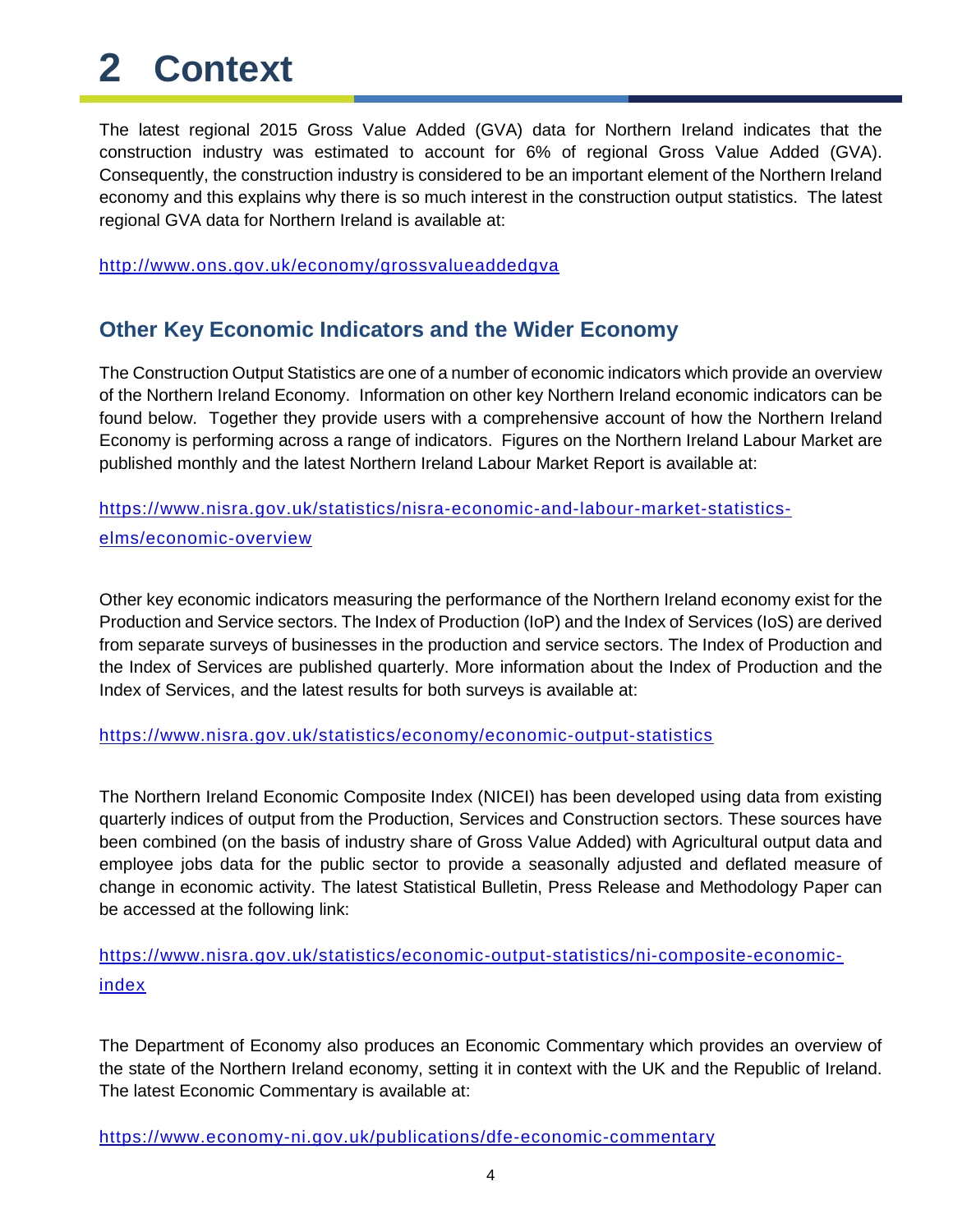# 2 Context

The latest regional 2015 Gross Value Added (GVA) data for Northern Ireland indicates that the construction industry was estimated to account for 6% of regional Gross Value Added (GVA). Consequently, the construction industry is considered to be an important element of the Northern Ireland economy and this explains why there is so much interest in the construction output statistics. The latest regional GVA data for Northern Ireland is available at:

http://www.ons.gov.uk/economy/grossvalueaddedgva

## Other Key Economic Indicators and the Wider Economy

The Construction Output Statistics are one of a number of economic indicators which provide an overview of the Northern Ireland Economy. Information on other key Northern Ireland economic indicators can be found below. Together they provide users with a comprehensive account of how the Northern Ireland Economy is performing across a range of indicators. Figures on the Northern Ireland Labour Market are published monthly and the latest Northern Ireland Labour Market Report is available at:

https://www.nisra.gov.uk/statistics/nisra-economic-and-labour-market-statistics-elms/economic-overview

Other key economic indicators measuring the performance of the Northern Ireland economy exist for the Production and Service sectors. The Index of Production (IoP) and the Index of Services (IoS) are derived from separate surveys of businesses in the production and service sectors. The Index of Production and the Index of Services are published quarterly. More information about the Index of Production and the Index of Services, and the latest results for both surveys is available at:

https://www.nisra.gov.uk/statistics/economy/economic-output-statistics

The Northern Ireland Economic Composite Index (NICEI) has been developed using data from existing quarterly indices of output from the Production, Services and Construction sectors. These sources have been combined (on the basis of industry share of Gross Value Added) with Agricultural output data and employee jobs data for the public sector to provide a seasonally adjusted and deflated measure of change in economic activity. The latest Statistical Bulletin, Press Release and Methodology Paper can be accessed at the following link:

https://www.nisra.gov.uk/statistics/economic-output-statistics/ni-composite-economic-index

The Department of Economy also produces an Economic Commentary which provides an overview of the state of the Northern Ireland economy, setting it in context with the UK and the Republic of Ireland. The latest Economic Commentary is available at:

https://www.economy-ni.gov.uk/publications/dfe-economic-commentary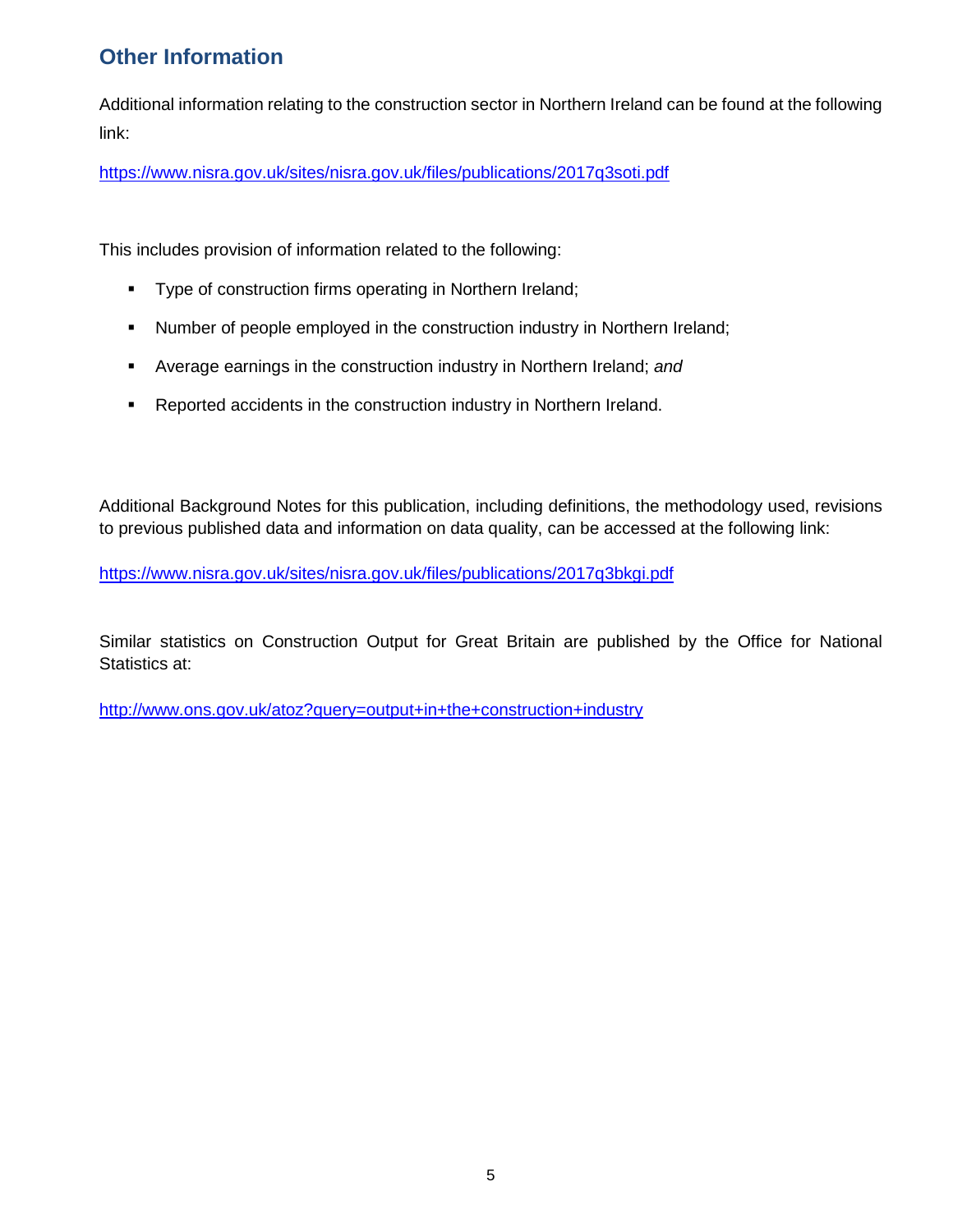## Other Information

Additional information relating to the construction sector in Northern Ireland can be found at the following link:

https://www.nisra.gov.uk/sites/nisra.gov.uk/files/publications/2017q3soti.pdf

This includes provision of information related to the following:

- Type of construction firms operating in Northern Ireland;
- Number of people employed in the construction industry in Northern Ireland;
- Average earnings in the construction industry in Northern Ireland; *and*
- Reported accidents in the construction industry in Northern Ireland.

Additional Background Notes for this publication, including definitions, the methodology used, revisions to previous published data and information on data quality, can be accessed at the following link:

https://www.nisra.gov.uk/sites/nisra.gov.uk/files/publications/2017q3bkgi.pdf

Similar statistics on Construction Output for Great Britain are published by the Office for National Statistics at:

http://www.ons.gov.uk/atoz?query=output+in+the+construction+industry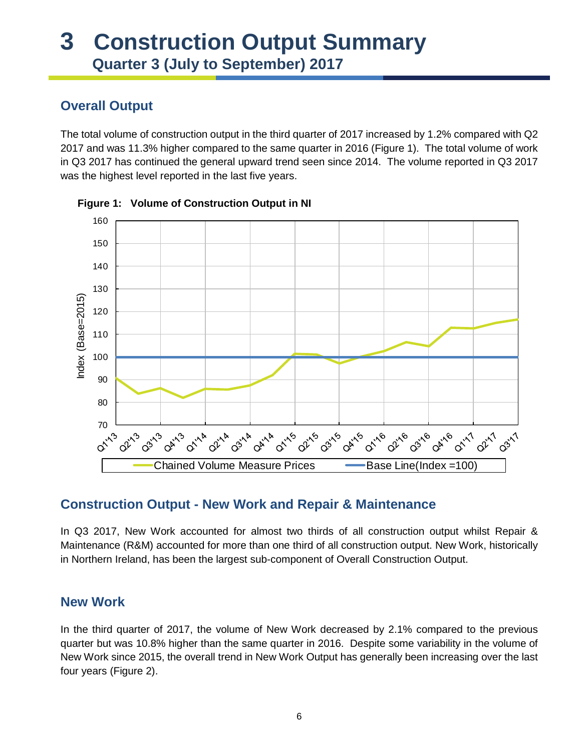# 3 Construction Output Summary

## Quarter 3 (July to September) 2017

### Overall Output

The total volume of construction output in the third quarter of 2017 increased by 1.2% compared with Q2 2017 and was 11.3% higher compared to the same quarter in 2016 (Figure 1). The total volume of work in Q3 2017 has continued the general upward trend seen since 2014. The volume reported in Q3 2017 was the highest level reported in the last five years.

**Figure 1: Volume of Construction Output in NI**

### Construction Output - New Work and Repair & Maintenance

In Q3 2017, New Work accounted for almost two thirds of all construction output whilst Repair & Maintenance (R&M) accounted for more than one third of all construction output. New Work, historically in Northern Ireland, has been the largest sub-component of Overall Construction Output.

### New Work

In the third quarter of 2017, the volume of New Work decreased by 2.1% compared to the previous quarter but was 10.8% higher than the same quarter in 2016. Despite some variability in the volume of New Work since 2015, the overall trend in New Work Output has generally been increasing over the last four years (Figure 2).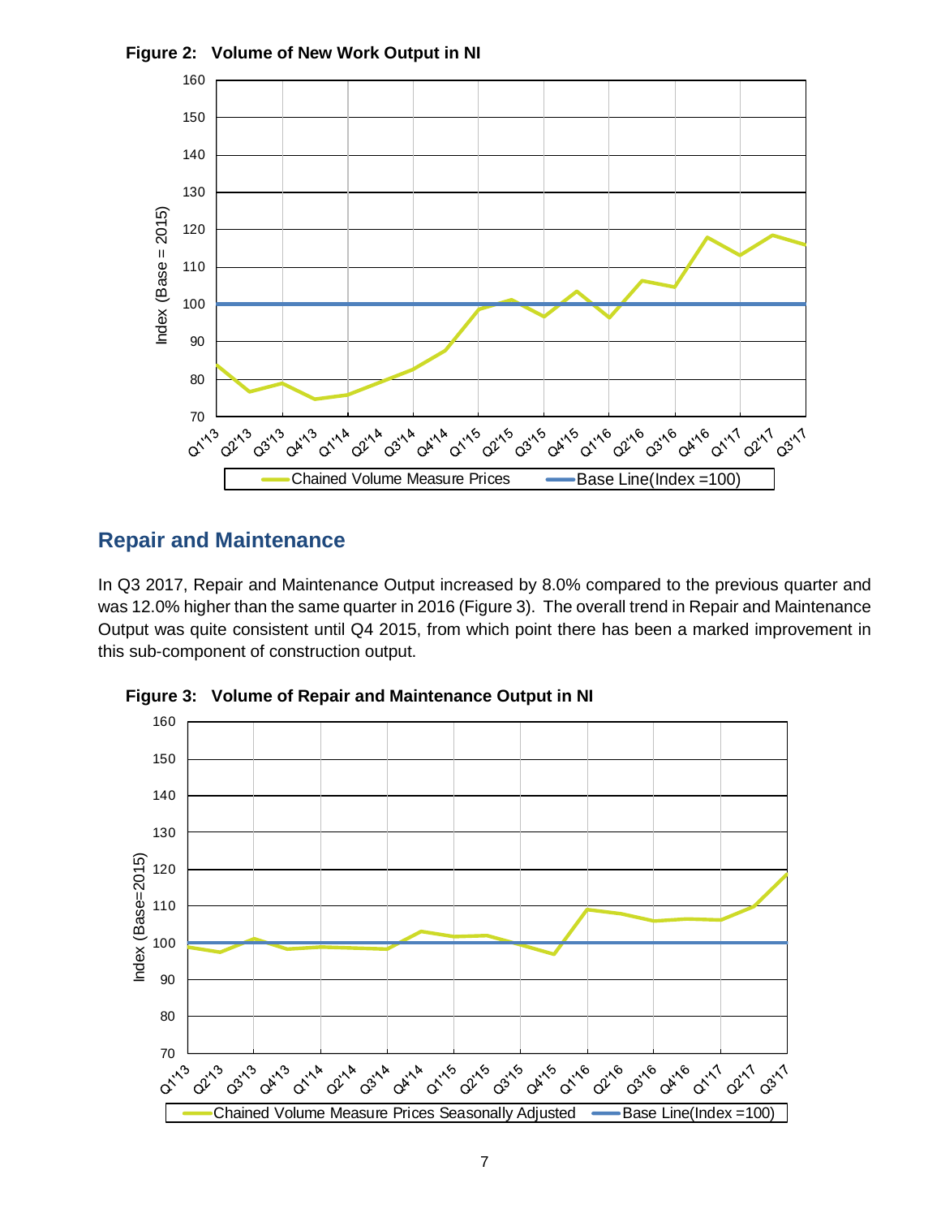**Figure 2: Volume of New Work Output in NI**

## Repair and Maintenance

In Q3 2017, Repair and Maintenance Output increased by 8.0% compared to the previous quarter and was 12.0% higher than the same quarter in 2016 (Figure 3). The overall trend in Repair and Maintenance Output was quite consistent until Q4 2015, from which point there has been a marked improvement in this sub-component of construction output.

**Figure 3: Volume of Repair and Maintenance Output in NI**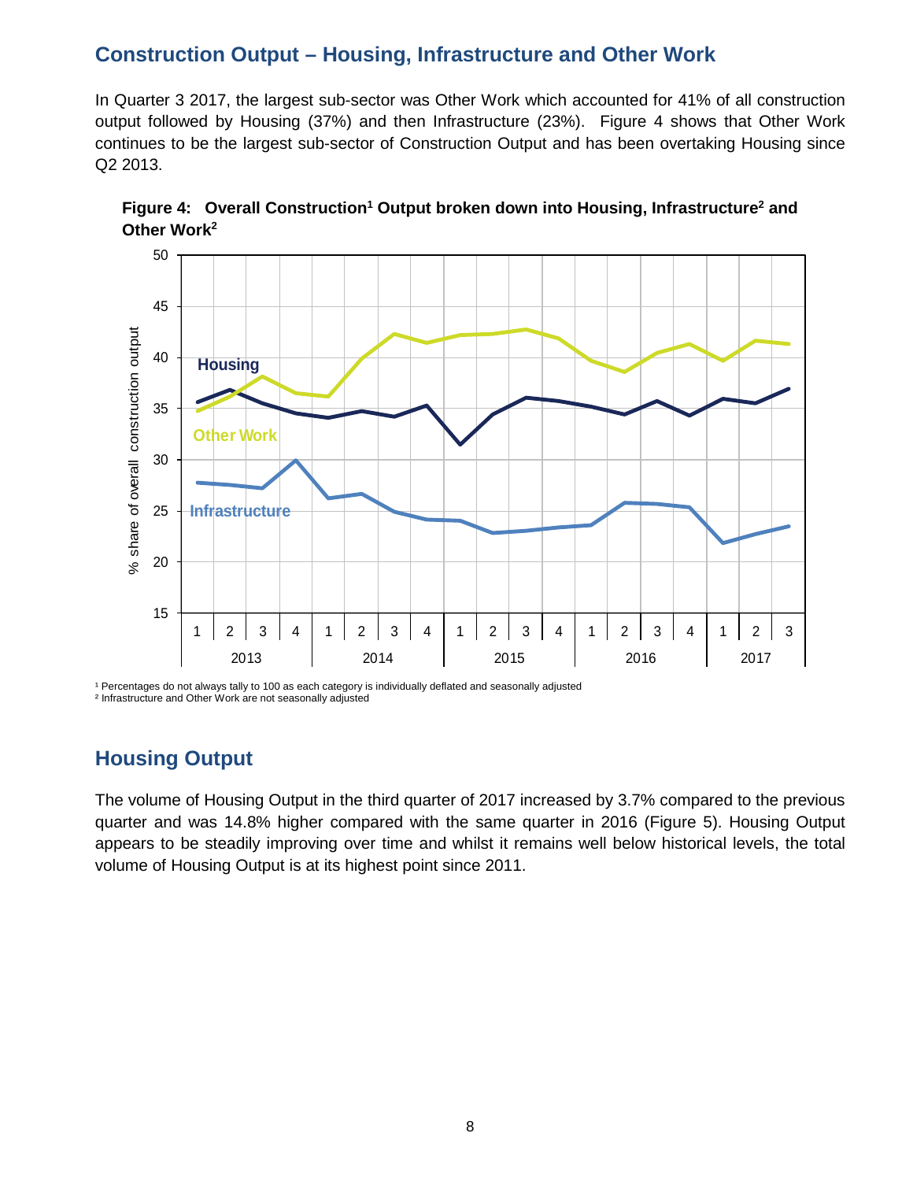## Construction Output – Housing, Infrastructure and Other Work

In Quarter 3 2017, the largest sub-sector was Other Work which accounted for 41% of all construction output followed by Housing (37%) and then Infrastructure (23%). Figure 4 shows that Other Work continues to be the largest sub-sector of Construction Output and has been overtaking Housing since Q2 2013.

**Figure 4: Overall Construction[1] Output broken down into Housing, Infrastructure[2] and Other Work[2]**

[1] Percentages do not always tally to 100 as each category is individually deflated and seasonally adjusted
[2] Infrastructure and Other Work are not seasonally adjusted

## Housing Output

The volume of Housing Output in the third quarter of 2017 increased by 3.7% compared to the previous quarter and was 14.8% higher compared with the same quarter in 2016 (Figure 5). Housing Output appears to be steadily improving over time and whilst it remains well below historical levels, the total volume of Housing Output is at its highest point since 2011.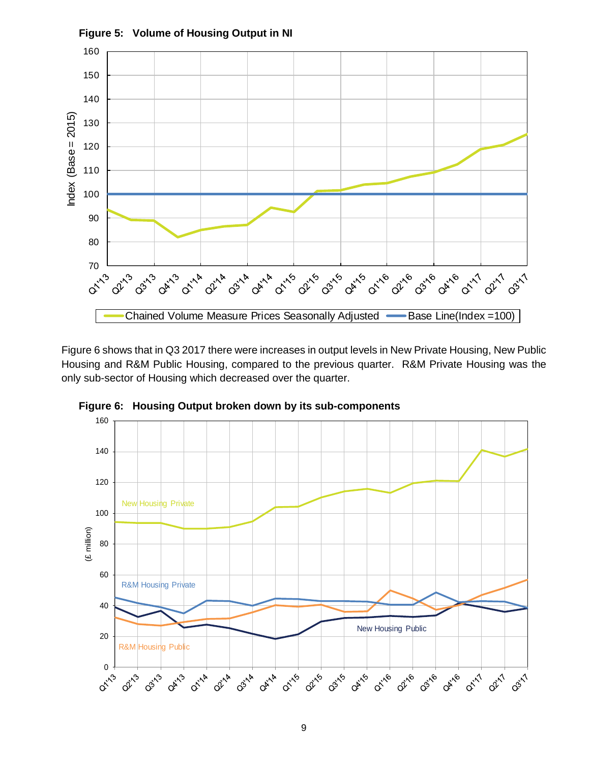**Figure 5: Volume of Housing Output in NI**

Figure 6 shows that in Q3 2017 there were increases in output levels in New Private Housing, New Public Housing and R&M Public Housing, compared to the previous quarter. R&M Private Housing was the only sub-sector of Housing which decreased over the quarter.

**Figure 6: Housing Output broken down by its sub-components**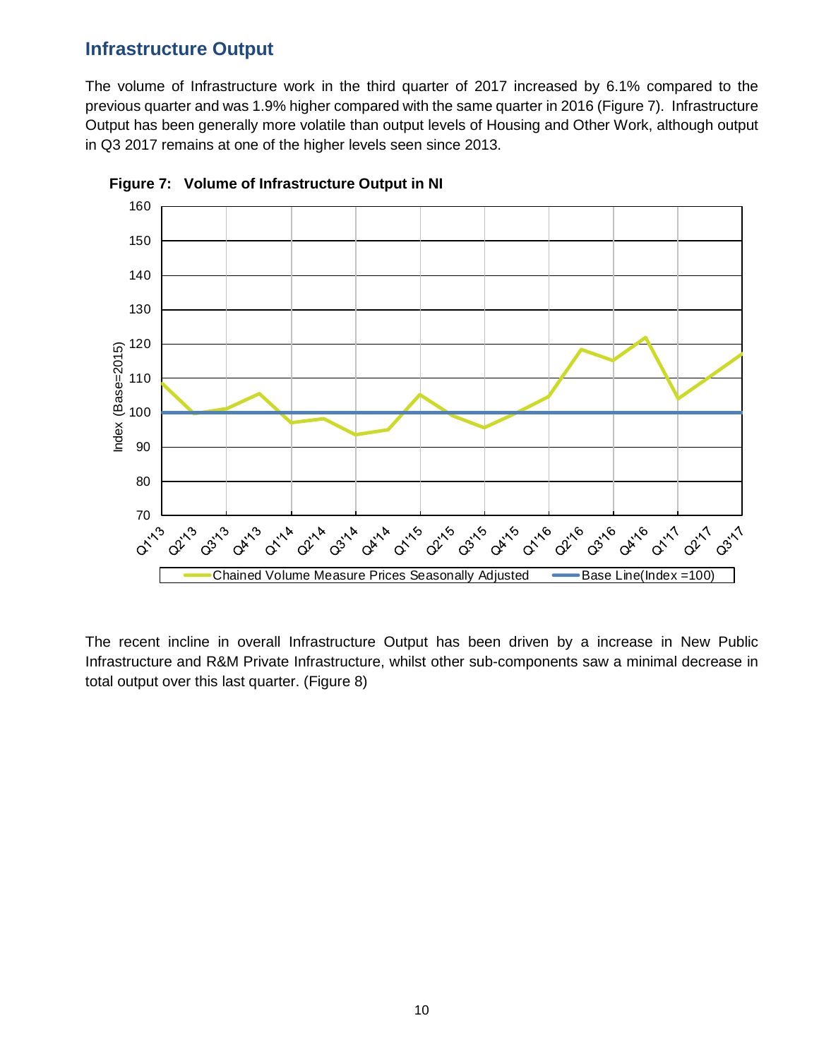## Infrastructure Output

The volume of Infrastructure work in the third quarter of 2017 increased by 6.1% compared to the previous quarter and was 1.9% higher compared with the same quarter in 2016 (Figure 7). Infrastructure Output has been generally more volatile than output levels of Housing and Other Work, although output in Q3 2017 remains at one of the higher levels seen since 2013.

**Figure 7: Volume of Infrastructure Output in NI**

The recent incline in overall Infrastructure Output has been driven by a increase in New Public Infrastructure and R&M Private Infrastructure, whilst other sub-components saw a minimal decrease in total output over this last quarter. (Figure 8)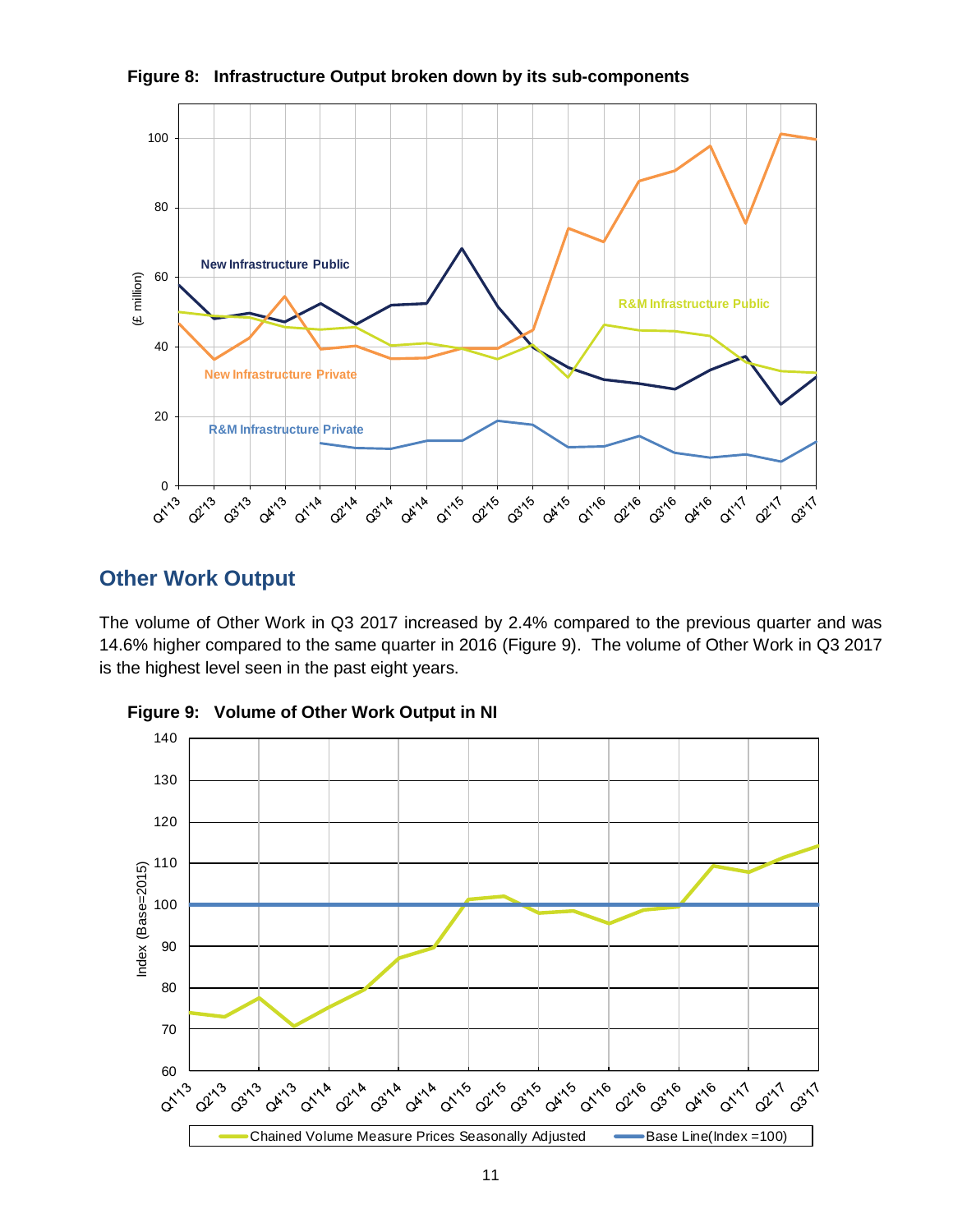**Figure 8: Infrastructure Output broken down by its sub-components**

## Other Work Output

The volume of Other Work in Q3 2017 increased by 2.4% compared to the previous quarter and was 14.6% higher compared to the same quarter in 2016 (Figure 9). The volume of Other Work in Q3 2017 is the highest level seen in the past eight years.

**Figure 9: Volume of Other Work Output in NI**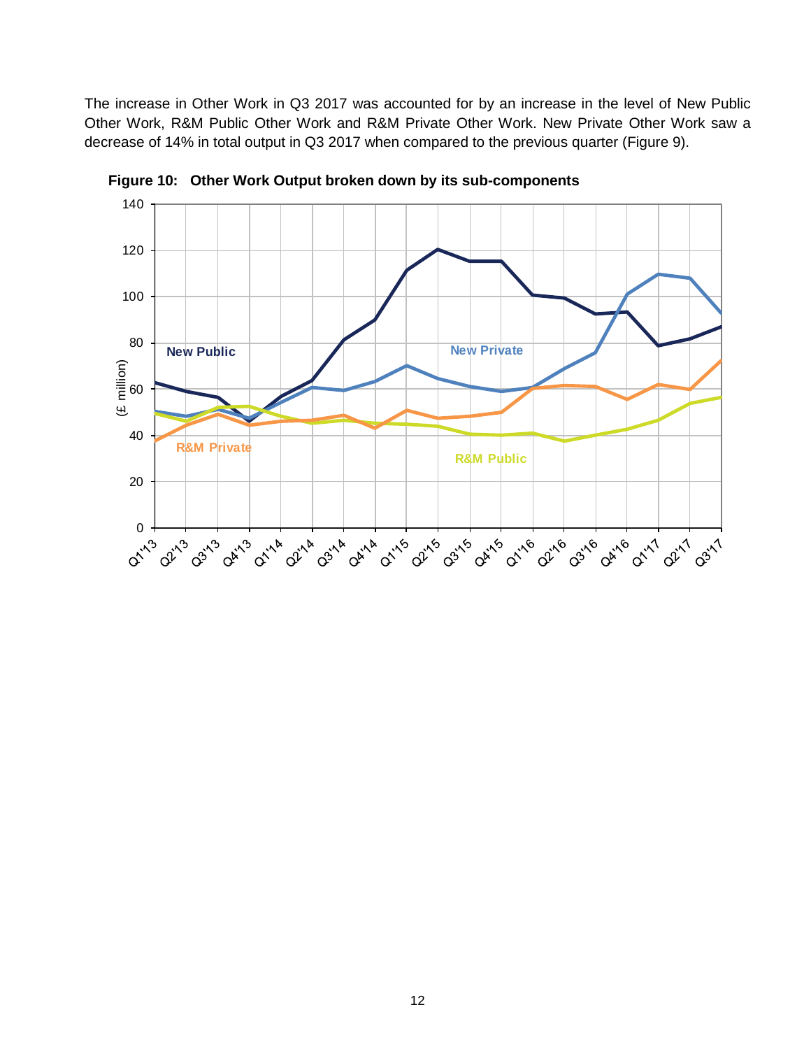The increase in Other Work in Q3 2017 was accounted for by an increase in the level of New Public Other Work, R&M Public Other Work and R&M Private Other Work. New Private Other Work saw a decrease of 14% in total output in Q3 2017 when compared to the previous quarter (Figure 9).

**Figure 10: Other Work Output broken down by its sub-components**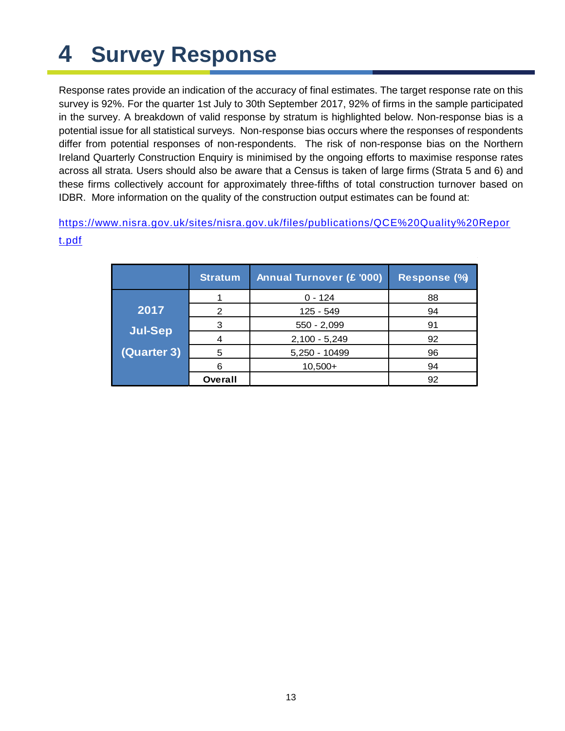# 4 Survey Response

Response rates provide an indication of the accuracy of final estimates. The target response rate on this survey is 92%. For the quarter 1st July to 30th September 2017, 92% of firms in the sample participated in the survey. A breakdown of valid response by stratum is highlighted below. Non-response bias is a potential issue for all statistical surveys. Non-response bias occurs where the responses of respondents differ from potential responses of non-respondents. The risk of non-response bias on the Northern Ireland Quarterly Construction Enquiry is minimised by the ongoing efforts to maximise response rates across all strata. Users should also be aware that a Census is taken of large firms (Strata 5 and 6) and these firms collectively account for approximately three-fifths of total construction turnover based on IDBR. More information on the quality of the construction output estimates can be found at:

https://www.nisra.gov.uk/sites/nisra.gov.uk/files/publications/QCE%20Quality%20Report.pdf

| | Stratum | Annual Turnover (£ '000) | Response (%) |
|---|---|---|---|
| 2017 Jul-Sep (Quarter 3) | 1 | 0 - 124 | 88 |
| | 2 | 125 - 549 | 94 |
| | 3 | 550 - 2,099 | 91 |
| | 4 | 2,100 - 5,249 | 92 |
| | 5 | 5,250 - 10499 | 96 |
| | 6 | 10,500+ | 94 |
| | **Overall** | | 92 |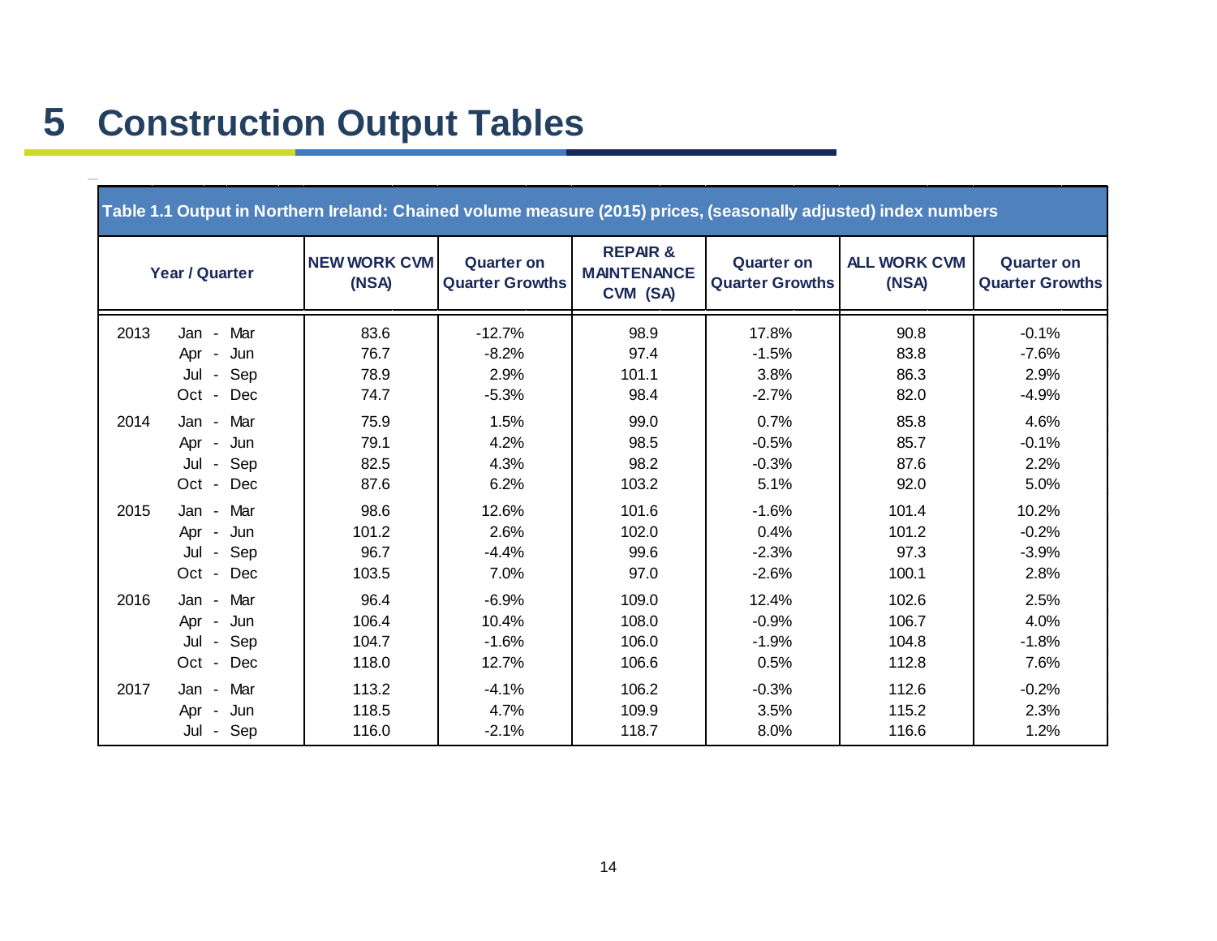# 5 Construction Output Tables

| Table 1.1 Output in Northern Ireland: Chained volume measure (2015) prices, (seasonally adjusted) index numbers | | | | | | | |
|---|---|---|---|---|---|---|---|
| **Year / Quarter** | | **NEW WORK CVM (NSA)** | **Quarter on Quarter Growths** | **REPAIR & MAINTENANCE CVM (SA)** | **Quarter on Quarter Growths** | **ALL WORK CVM (NSA)** | **Quarter on Quarter Growths** |
| 2013 | Jan - Mar | 83.6 | -12.7% | 98.9 | 17.8% | 90.8 | -0.1% |
| | Apr - Jun | 76.7 | -8.2% | 97.4 | -1.5% | 83.8 | -7.6% |
| | Jul - Sep | 78.9 | 2.9% | 101.1 | 3.8% | 86.3 | 2.9% |
| | Oct - Dec | 74.7 | -5.3% | 98.4 | -2.7% | 82.0 | -4.9% |
| 2014 | Jan - Mar | 75.9 | 1.5% | 99.0 | 0.7% | 85.8 | 4.6% |
| | Apr - Jun | 79.1 | 4.2% | 98.5 | -0.5% | 85.7 | -0.1% |
| | Jul - Sep | 82.5 | 4.3% | 98.2 | -0.3% | 87.6 | 2.2% |
| | Oct - Dec | 87.6 | 6.2% | 103.2 | 5.1% | 92.0 | 5.0% |
| 2015 | Jan - Mar | 98.6 | 12.6% | 101.6 | -1.6% | 101.4 | 10.2% |
| | Apr - Jun | 101.2 | 2.6% | 102.0 | 0.4% | 101.2 | -0.2% |
| | Jul - Sep | 96.7 | -4.4% | 99.6 | -2.3% | 97.3 | -3.9% |
| | Oct - Dec | 103.5 | 7.0% | 97.0 | -2.6% | 100.1 | 2.8% |
| 2016 | Jan - Mar | 96.4 | -6.9% | 109.0 | 12.4% | 102.6 | 2.5% |
| | Apr - Jun | 106.4 | 10.4% | 108.0 | -0.9% | 106.7 | 4.0% |
| | Jul - Sep | 104.7 | -1.6% | 106.0 | -1.9% | 104.8 | -1.8% |
| | Oct - Dec | 118.0 | 12.7% | 106.6 | 0.5% | 112.8 | 7.6% |
| 2017 | Jan - Mar | 113.2 | -4.1% | 106.2 | -0.3% | 112.6 | -0.2% |
| | Apr - Jun | 118.5 | 4.7% | 109.9 | 3.5% | 115.2 | 2.3% |
| | Jul - Sep | 116.0 | -2.1% | 118.7 | 8.0% | 116.6 | 1.2% |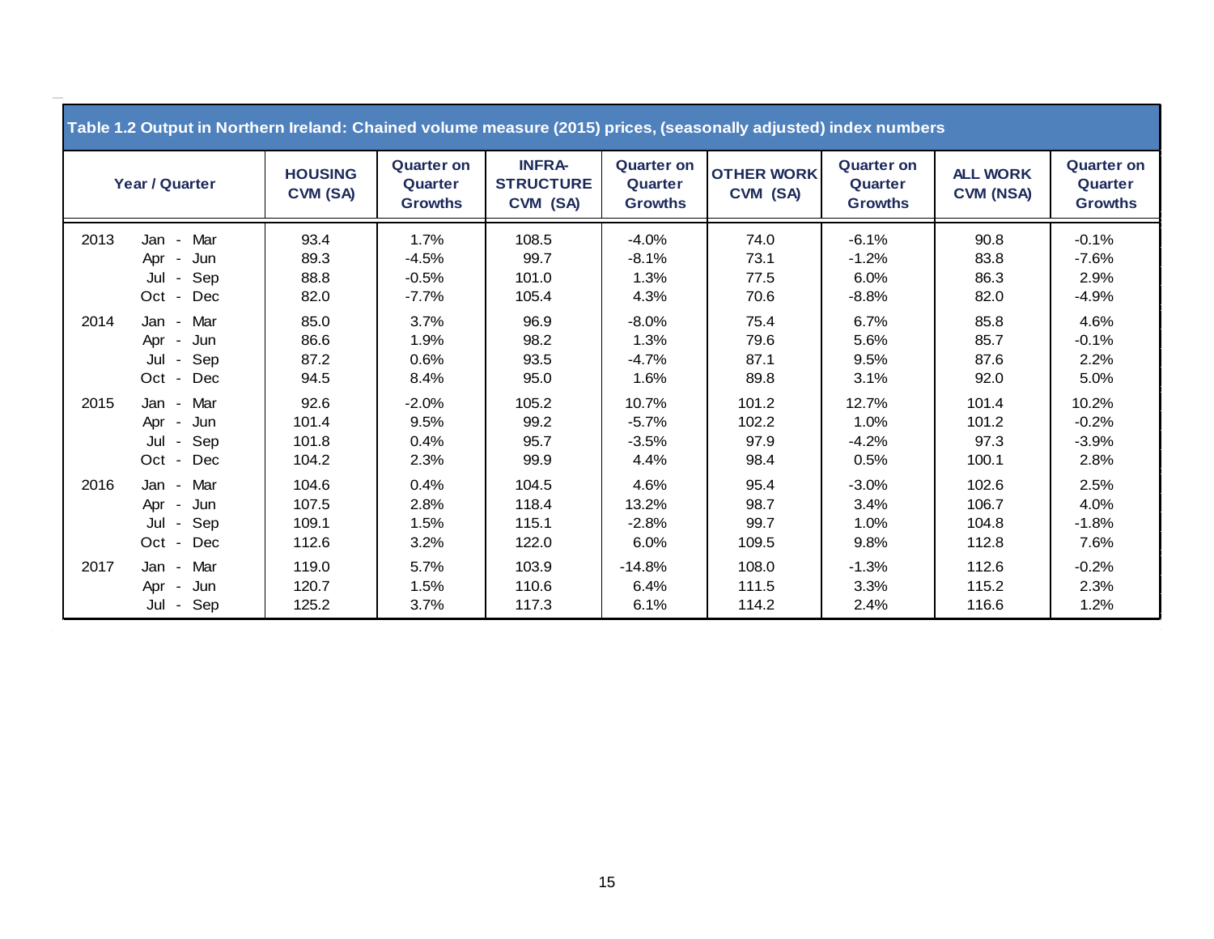**Table 1.2 Output in Northern Ireland: Chained volume measure (2015) prices, (seasonally adjusted) index numbers**

| Year | Quarter | HOUSING CVM (SA) | Quarter on Quarter Growths | INFRA-STRUCTURE CVM (SA) | Quarter on Quarter Growths | OTHER WORK CVM (SA) | Quarter on Quarter Growths | ALL WORK CVM (NSA) | Quarter on Quarter Growths |
|---|---|---|---|---|---|---|---|---|---|
| 2013 | Jan - Mar | 93.4 | 1.7% | 108.5 | -4.0% | 74.0 | -6.1% | 90.8 | -0.1% |
| | Apr - Jun | 89.3 | -4.5% | 99.7 | -8.1% | 73.1 | -1.2% | 83.8 | -7.6% |
| | Jul - Sep | 88.8 | -0.5% | 101.0 | 1.3% | 77.5 | 6.0% | 86.3 | 2.9% |
| | Oct - Dec | 82.0 | -7.7% | 105.4 | 4.3% | 70.6 | -8.8% | 82.0 | -4.9% |
| 2014 | Jan - Mar | 85.0 | 3.7% | 96.9 | -8.0% | 75.4 | 6.7% | 85.8 | 4.6% |
| | Apr - Jun | 86.6 | 1.9% | 98.2 | 1.3% | 79.6 | 5.6% | 85.7 | -0.1% |
| | Jul - Sep | 87.2 | 0.6% | 93.5 | -4.7% | 87.1 | 9.5% | 87.6 | 2.2% |
| | Oct - Dec | 94.5 | 8.4% | 95.0 | 1.6% | 89.8 | 3.1% | 92.0 | 5.0% |
| 2015 | Jan - Mar | 92.6 | -2.0% | 105.2 | 10.7% | 101.2 | 12.7% | 101.4 | 10.2% |
| | Apr - Jun | 101.4 | 9.5% | 99.2 | -5.7% | 102.2 | 1.0% | 101.2 | -0.2% |
| | Jul - Sep | 101.8 | 0.4% | 95.7 | -3.5% | 97.9 | -4.2% | 97.3 | -3.9% |
| | Oct - Dec | 104.2 | 2.3% | 99.9 | 4.4% | 98.4 | 0.5% | 100.1 | 2.8% |
| 2016 | Jan - Mar | 104.6 | 0.4% | 104.5 | 4.6% | 95.4 | -3.0% | 102.6 | 2.5% |
| | Apr - Jun | 107.5 | 2.8% | 118.4 | 13.2% | 98.7 | 3.4% | 106.7 | 4.0% |
| | Jul - Sep | 109.1 | 1.5% | 115.1 | -2.8% | 99.7 | 1.0% | 104.8 | -1.8% |
| | Oct - Dec | 112.6 | 3.2% | 122.0 | 6.0% | 109.5 | 9.8% | 112.8 | 7.6% |
| 2017 | Jan - Mar | 119.0 | 5.7% | 103.9 | -14.8% | 108.0 | -1.3% | 112.6 | -0.2% |
| | Apr - Jun | 120.7 | 1.5% | 110.6 | 6.4% | 111.5 | 3.3% | 115.2 | 2.3% |
| | Jul - Sep | 125.2 | 3.7% | 117.3 | 6.1% | 114.2 | 2.4% | 116.6 | 1.2% |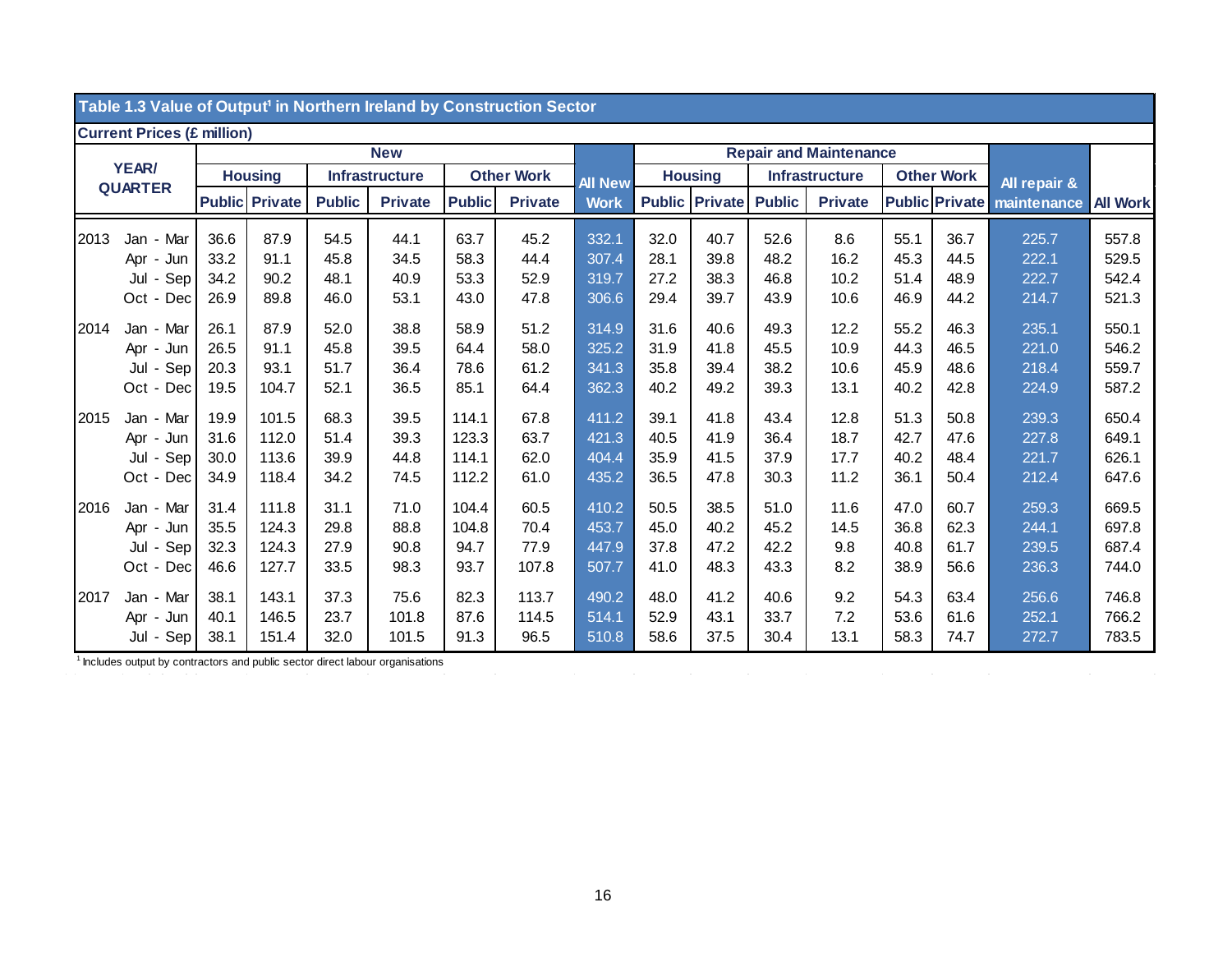## Table 1.3 Value of Output[1] in Northern Ireland by Construction Sector

**Current Prices (£ million)**

| YEAR/ QUARTER | | New | | | | | | | Repair and Maintenance | | | | | | | |
|---|---|---|---|---|---|---|---|---|---|---|---|---|---|---|---|---|
| | | Housing | | Infrastructure | | Other Work | | All New Work | Housing | | Infrastructure | | Other Work | | All repair & maintenance | All Work |
| | | Public | Private | Public | Private | Public | Private | | Public | Private | Public | Private | Public | Private | | |
| 2013 | Jan - Mar | 36.6 | 87.9 | 54.5 | 44.1 | 63.7 | 45.2 | 332.1 | 32.0 | 40.7 | 52.6 | 8.6 | 55.1 | 36.7 | 225.7 | 557.8 |
| | Apr - Jun | 33.2 | 91.1 | 45.8 | 34.5 | 58.3 | 44.4 | 307.4 | 28.1 | 39.8 | 48.2 | 16.2 | 45.3 | 44.5 | 222.1 | 529.5 |
| | Jul - Sep | 34.2 | 90.2 | 48.1 | 40.9 | 53.3 | 52.9 | 319.7 | 27.2 | 38.3 | 46.8 | 10.2 | 51.4 | 48.9 | 222.7 | 542.4 |
| | Oct - Dec | 26.9 | 89.8 | 46.0 | 53.1 | 43.0 | 47.8 | 306.6 | 29.4 | 39.7 | 43.9 | 10.6 | 46.9 | 44.2 | 214.7 | 521.3 |
| 2014 | Jan - Mar | 26.1 | 87.9 | 52.0 | 38.8 | 58.9 | 51.2 | 314.9 | 31.6 | 40.6 | 49.3 | 12.2 | 55.2 | 46.3 | 235.1 | 550.1 |
| | Apr - Jun | 26.5 | 91.1 | 45.8 | 39.5 | 64.4 | 58.0 | 325.2 | 31.9 | 41.8 | 45.5 | 10.9 | 44.3 | 46.5 | 221.0 | 546.2 |
| | Jul - Sep | 20.3 | 93.1 | 51.7 | 36.4 | 78.6 | 61.2 | 341.3 | 35.8 | 39.4 | 38.2 | 10.6 | 45.9 | 48.6 | 218.4 | 559.7 |
| | Oct - Dec | 19.5 | 104.7 | 52.1 | 36.5 | 85.1 | 64.4 | 362.3 | 40.2 | 49.2 | 39.3 | 13.1 | 40.2 | 42.8 | 224.9 | 587.2 |
| 2015 | Jan - Mar | 19.9 | 101.5 | 68.3 | 39.5 | 114.1 | 67.8 | 411.2 | 39.1 | 41.8 | 43.4 | 12.8 | 51.3 | 50.8 | 239.3 | 650.4 |
| | Apr - Jun | 31.6 | 112.0 | 51.4 | 39.3 | 123.3 | 63.7 | 421.3 | 40.5 | 41.9 | 36.4 | 18.7 | 42.7 | 47.6 | 227.8 | 649.1 |
| | Jul - Sep | 30.0 | 113.6 | 39.9 | 44.8 | 114.1 | 62.0 | 404.4 | 35.9 | 41.5 | 37.9 | 17.7 | 40.2 | 48.4 | 221.7 | 626.1 |
| | Oct - Dec | 34.9 | 118.4 | 34.2 | 74.5 | 112.2 | 61.0 | 435.2 | 36.5 | 47.8 | 30.3 | 11.2 | 36.1 | 50.4 | 212.4 | 647.6 |
| 2016 | Jan - Mar | 31.4 | 111.8 | 31.1 | 71.0 | 104.4 | 60.5 | 410.2 | 50.5 | 38.5 | 51.0 | 11.6 | 47.0 | 60.7 | 259.3 | 669.5 |
| | Apr - Jun | 35.5 | 124.3 | 29.8 | 88.8 | 104.8 | 70.4 | 453.7 | 45.0 | 40.2 | 45.2 | 14.5 | 36.8 | 62.3 | 244.1 | 697.8 |
| | Jul - Sep | 32.3 | 124.3 | 27.9 | 90.8 | 94.7 | 77.9 | 447.9 | 37.8 | 47.2 | 42.2 | 9.8 | 40.8 | 61.7 | 239.5 | 687.4 |
| | Oct - Dec | 46.6 | 127.7 | 33.5 | 98.3 | 93.7 | 107.8 | 507.7 | 41.0 | 48.3 | 43.3 | 8.2 | 38.9 | 56.6 | 236.3 | 744.0 |
| 2017 | Jan - Mar | 38.1 | 143.1 | 37.3 | 75.6 | 82.3 | 113.7 | 490.2 | 48.0 | 41.2 | 40.6 | 9.2 | 54.3 | 63.4 | 256.6 | 746.8 |
| | Apr - Jun | 40.1 | 146.5 | 23.7 | 101.8 | 87.6 | 114.5 | 514.1 | 52.9 | 43.1 | 33.7 | 7.2 | 53.6 | 61.6 | 252.1 | 766.2 |
| | Jul - Sep | 38.1 | 151.4 | 32.0 | 101.5 | 91.3 | 96.5 | 510.8 | 58.6 | 37.5 | 30.4 | 13.1 | 58.3 | 74.7 | 272.7 | 783.5 |

[1] Includes output by contractors and public sector direct labour organisations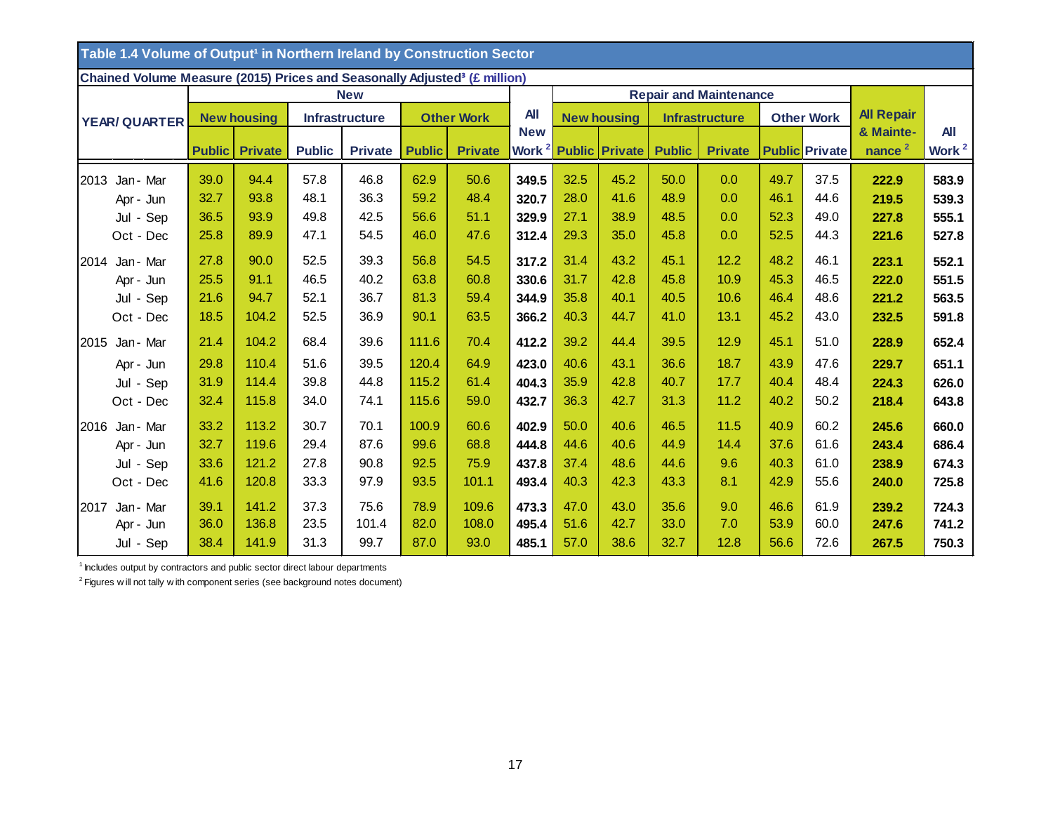## Table 1.4 Volume of Output[1] in Northern Ireland by Construction Sector

**Chained Volume Measure (2015) Prices and Seasonally Adjusted[3] (£ million)**

| YEAR/ QUARTER | | New | | | | | | | Repair and Maintenance | | | | | | | |
|---|---|---|---|---|---|---|---|---|---|---|---|---|---|---|---|---|
| | | New housing | | Infrastructure | | Other Work | | All New Work [2] | New housing | | Infrastructure | | Other Work | | All Repair & Maintenance [2] | All Work [2] |
| | | Public | Private | Public | Private | Public | Private | | Public | Private | Public | Private | Public | Private | | |
| 2013 | Jan - Mar | 39.0 | 94.4 | 57.8 | 46.8 | 62.9 | 50.6 | **349.5** | 32.5 | 45.2 | 50.0 | 0.0 | 49.7 | 37.5 | **222.9** | **583.9** |
| | Apr - Jun | 32.7 | 93.8 | 48.1 | 36.3 | 59.2 | 48.4 | **320.7** | 28.0 | 41.6 | 48.9 | 0.0 | 46.1 | 44.6 | **219.5** | **539.3** |
| | Jul - Sep | 36.5 | 93.9 | 49.8 | 42.5 | 56.6 | 51.1 | **329.9** | 27.1 | 38.9 | 48.5 | 0.0 | 52.3 | 49.0 | **227.8** | **555.1** |
| | Oct - Dec | 25.8 | 89.9 | 47.1 | 54.5 | 46.0 | 47.6 | **312.4** | 29.3 | 35.0 | 45.8 | 0.0 | 52.5 | 44.3 | **221.6** | **527.8** |
| 2014 | Jan - Mar | 27.8 | 90.0 | 52.5 | 39.3 | 56.8 | 54.5 | **317.2** | 31.4 | 43.2 | 45.1 | 12.2 | 48.2 | 46.1 | **223.1** | **552.1** |
| | Apr - Jun | 25.5 | 91.1 | 46.5 | 40.2 | 63.8 | 60.8 | **330.6** | 31.7 | 42.8 | 45.8 | 10.9 | 45.3 | 46.5 | **222.0** | **551.5** |
| | Jul - Sep | 21.6 | 94.7 | 52.1 | 36.7 | 81.3 | 59.4 | **344.9** | 35.8 | 40.1 | 40.5 | 10.6 | 46.4 | 48.6 | **221.2** | **563.5** |
| | Oct - Dec | 18.5 | 104.2 | 52.5 | 36.9 | 90.1 | 63.5 | **366.2** | 40.3 | 44.7 | 41.0 | 13.1 | 45.2 | 43.0 | **232.5** | **591.8** |
| 2015 | Jan - Mar | 21.4 | 104.2 | 68.4 | 39.6 | 111.6 | 70.4 | **412.2** | 39.2 | 44.4 | 39.5 | 12.9 | 45.1 | 51.0 | **228.9** | **652.4** |
| | Apr - Jun | 29.8 | 110.4 | 51.6 | 39.5 | 120.4 | 64.9 | **423.0** | 40.6 | 43.1 | 36.6 | 18.7 | 43.9 | 47.6 | **229.7** | **651.1** |
| | Jul - Sep | 31.9 | 114.4 | 39.8 | 44.8 | 115.2 | 61.4 | **404.3** | 35.9 | 42.8 | 40.7 | 17.7 | 40.4 | 48.4 | **224.3** | **626.0** |
| | Oct - Dec | 32.4 | 115.8 | 34.0 | 74.1 | 115.6 | 59.0 | **432.7** | 36.3 | 42.7 | 31.3 | 11.2 | 40.2 | 50.2 | **218.4** | **643.8** |
| 2016 | Jan - Mar | 33.2 | 113.2 | 30.7 | 70.1 | 100.9 | 60.6 | **402.9** | 50.0 | 40.6 | 46.5 | 11.5 | 40.9 | 60.2 | **245.6** | **660.0** |
| | Apr - Jun | 32.7 | 119.6 | 29.4 | 87.6 | 99.6 | 68.8 | **444.8** | 44.6 | 40.6 | 44.9 | 14.4 | 37.6 | 61.6 | **243.4** | **686.4** |
| | Jul - Sep | 33.6 | 121.2 | 27.8 | 90.8 | 92.5 | 75.9 | **437.8** | 37.4 | 48.6 | 44.6 | 9.6 | 40.3 | 61.0 | **238.9** | **674.3** |
| | Oct - Dec | 41.6 | 120.8 | 33.3 | 97.9 | 93.5 | 101.1 | **493.4** | 40.3 | 42.3 | 43.3 | 8.1 | 42.9 | 55.6 | **240.0** | **725.8** |
| 2017 | Jan - Mar | 39.1 | 141.2 | 37.3 | 75.6 | 78.9 | 109.6 | **473.3** | 47.0 | 43.0 | 35.6 | 9.0 | 46.6 | 61.9 | **239.2** | **724.3** |
| | Apr - Jun | 36.0 | 136.8 | 23.5 | 101.4 | 82.0 | 108.0 | **495.4** | 51.6 | 42.7 | 33.0 | 7.0 | 53.9 | 60.0 | **247.6** | **741.2** |
| | Jul - Sep | 38.4 | 141.9 | 31.3 | 99.7 | 87.0 | 93.0 | **485.1** | 57.0 | 38.6 | 32.7 | 12.8 | 56.6 | 72.6 | **267.5** | **750.3** |

[1] Includes output by contractors and public sector direct labour departments

[2] Figures will not tally with component series (see background notes document)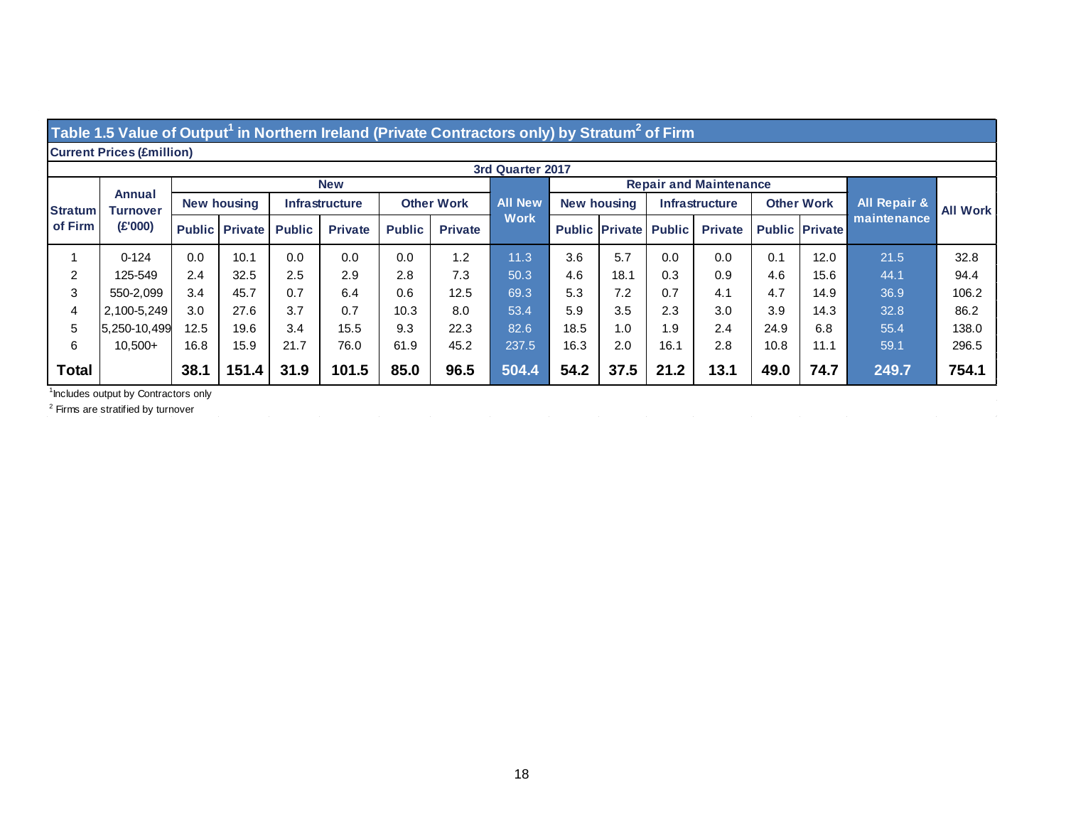## Table 1.5 Value of Output[1] in Northern Ireland (Private Contractors only) by Stratum[2] of Firm

**Current Prices (£million)**

**3rd Quarter 2017**

| Stratum of Firm | Annual Turnover (£'000) | New | | | | | | All New Work | Repair and Maintenance | | | | | | All Repair & maintenance | All Work |
|---|---|---|---|---|---|---|---|---|---|---|---|---|---|---|---|---|
| | | New housing | | Infrastructure | | Other Work | | | New housing | | Infrastructure | | Other Work | | | |
| | | Public | Private | Public | Private | Public | Private | | Public | Private | Public | Private | Public | Private | | |
| 1 | 0-124 | 0.0 | 10.1 | 0.0 | 0.0 | 0.0 | 1.2 | 11.3 | 3.6 | 5.7 | 0.0 | 0.0 | 0.1 | 12.0 | 21.5 | 32.8 |
| 2 | 125-549 | 2.4 | 32.5 | 2.5 | 2.9 | 2.8 | 7.3 | 50.3 | 4.6 | 18.1 | 0.3 | 0.9 | 4.6 | 15.6 | 44.1 | 94.4 |
| 3 | 550-2,099 | 3.4 | 45.7 | 0.7 | 6.4 | 0.6 | 12.5 | 69.3 | 5.3 | 7.2 | 0.7 | 4.1 | 4.7 | 14.9 | 36.9 | 106.2 |
| 4 | 2,100-5,249 | 3.0 | 27.6 | 3.7 | 0.7 | 10.3 | 8.0 | 53.4 | 5.9 | 3.5 | 2.3 | 3.0 | 3.9 | 14.3 | 32.8 | 86.2 |
| 5 | 5,250-10,499 | 12.5 | 19.6 | 3.4 | 15.5 | 9.3 | 22.3 | 82.6 | 18.5 | 1.0 | 1.9 | 2.4 | 24.9 | 6.8 | 55.4 | 138.0 |
| 6 | 10,500+ | 16.8 | 15.9 | 21.7 | 76.0 | 61.9 | 45.2 | 237.5 | 16.3 | 2.0 | 16.1 | 2.8 | 10.8 | 11.1 | 59.1 | 296.5 |
| **Total** | | **38.1** | **151.4** | **31.9** | **101.5** | **85.0** | **96.5** | **504.4** | **54.2** | **37.5** | **21.2** | **13.1** | **49.0** | **74.7** | **249.7** | **754.1** |

[1]Includes output by Contractors only

[2] Firms are stratified by turnover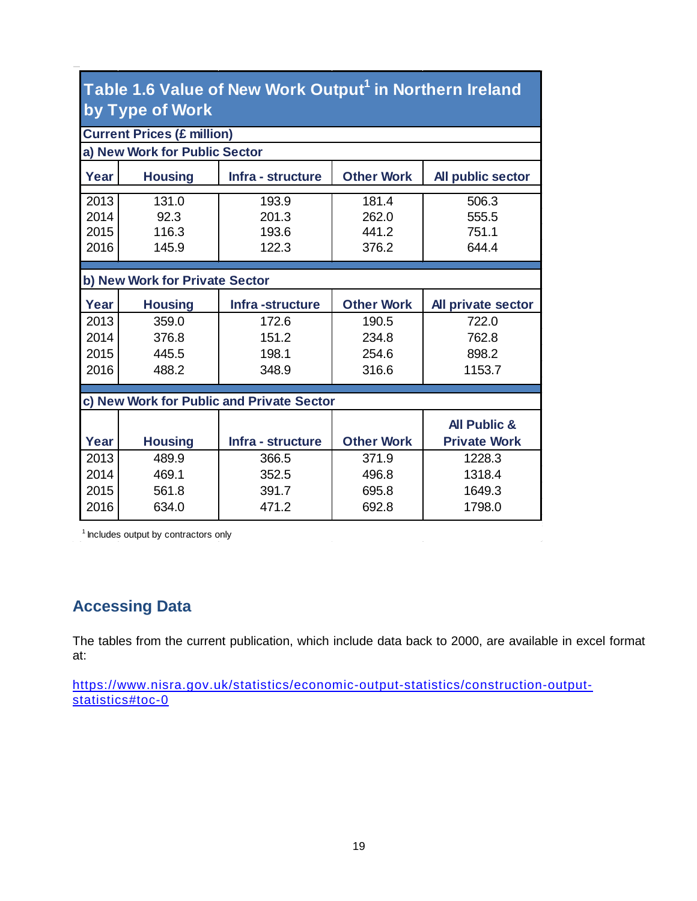## Table 1.6 Value of New Work Output[1] in Northern Ireland by Type of Work

**Current Prices (£ million)**

**a) New Work for Public Sector**

| Year | Housing | Infra - structure | Other Work | All public sector |
|---|---|---|---|---|
| 2013 | 131.0 | 193.9 | 181.4 | 506.3 |
| 2014 | 92.3 | 201.3 | 262.0 | 555.5 |
| 2015 | 116.3 | 193.6 | 441.2 | 751.1 |
| 2016 | 145.9 | 122.3 | 376.2 | 644.4 |

**b) New Work for Private Sector**

| Year | Housing | Infra -structure | Other Work | All private sector |
|---|---|---|---|---|
| 2013 | 359.0 | 172.6 | 190.5 | 722.0 |
| 2014 | 376.8 | 151.2 | 234.8 | 762.8 |
| 2015 | 445.5 | 198.1 | 254.6 | 898.2 |
| 2016 | 488.2 | 348.9 | 316.6 | 1153.7 |

**c) New Work for Public and Private Sector**

| Year | Housing | Infra - structure | Other Work | All Public & Private Work |
|---|---|---|---|---|
| 2013 | 489.9 | 366.5 | 371.9 | 1228.3 |
| 2014 | 469.1 | 352.5 | 496.8 | 1318.4 |
| 2015 | 561.8 | 391.7 | 695.8 | 1649.3 |
| 2016 | 634.0 | 471.2 | 692.8 | 1798.0 |

[1] Includes output by contractors only

## Accessing Data

The tables from the current publication, which include data back to 2000, are available in excel format at:

https://www.nisra.gov.uk/statistics/economic-output-statistics/construction-output-statistics#toc-0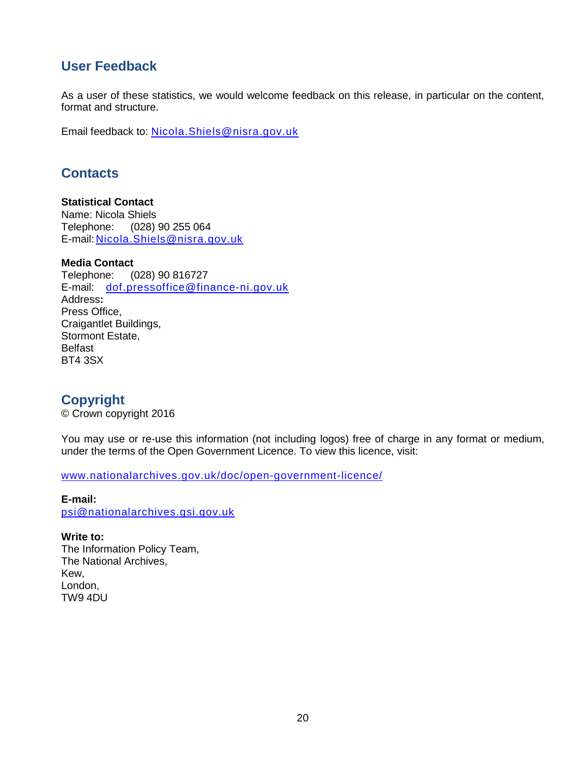## User Feedback

As a user of these statistics, we would welcome feedback on this release, in particular on the content, format and structure.

Email feedback to: Nicola.Shiels@nisra.gov.uk

## Contacts

**Statistical Contact**
Name: Nicola Shiels
Telephone: (028) 90 255 064
E-mail: Nicola.Shiels@nisra.gov.uk

**Media Contact**
Telephone: (028) 90 816727
E-mail: dof.pressoffice@finance-ni.gov.uk
Address**:**
Press Office,
Craigantlet Buildings,
Stormont Estate,
Belfast
BT4 3SX

## Copyright

© Crown copyright 2016

You may use or re-use this information (not including logos) free of charge in any format or medium, under the terms of the Open Government Licence. To view this licence, visit:

www.nationalarchives.gov.uk/doc/open-government-licence/

**E-mail:**
psi@nationalarchives.gsi.gov.uk

**Write to:**
The Information Policy Team,
The National Archives,
Kew,
London,
TW9 4DU